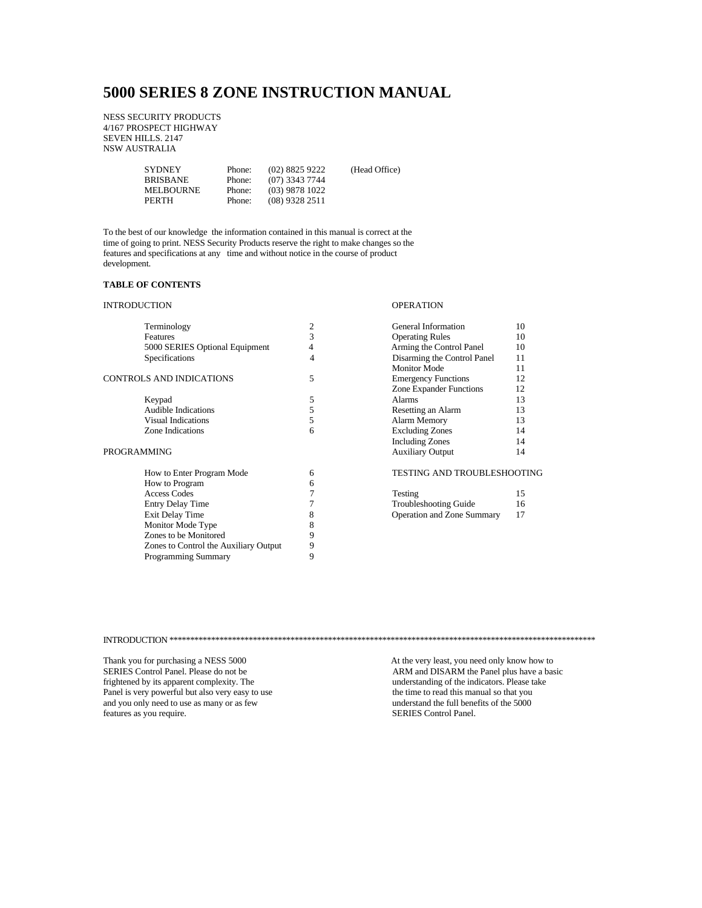# 5000 SERIES 8 ZONE INSTRUCTION MANUAL

NESS SECURITY PRODUCTS
4/167 PROSPECT HIGHWAY
SEVEN HILLS. 2147
NSW AUSTRALIA

| | | | |
|---|---|---|---|
| SYDNEY | Phone: | (02) 8825 9222 | (Head Office) |
| BRISBANE | Phone: | (07) 3343 7744 | |
| MELBOURNE | Phone: | (03) 9878 1022 | |
| PERTH | Phone: | (08) 9328 2511 | |

To the best of our knowledge the information contained in this manual is correct at the time of going to print. NESS Security Products reserve the right to make changes so the features and specifications at any time and without notice in the course of product development.

**TABLE OF CONTENTS**

INTRODUCTION

| | |
|---|---|
| Terminology | 2 |
| Features | 3 |
| 5000 SERIES Optional Equipment | 4 |
| Specifications | 4 |

CONTROLS AND INDICATIONS 5

| | |
|---|---|
| Keypad | 5 |
| Audible Indications | 5 |
| Visual Indications | 5 |
| Zone Indications | 6 |

PROGRAMMING

| | |
|---|---|
| How to Enter Program Mode | 6 |
| How to Program | 6 |
| Access Codes | 7 |
| Entry Delay Time | 7 |
| Exit Delay Time | 8 |
| Monitor Mode Type | 8 |
| Zones to be Monitored | 9 |
| Zones to Control the Auxiliary Output | 9 |
| Programming Summary | 9 |

OPERATION

| | |
|---|---|
| General Information | 10 |
| Operating Rules | 10 |
| Arming the Control Panel | 10 |
| Disarming the Control Panel | 11 |
| Monitor Mode | 11 |
| Emergency Functions | 12 |
| Zone Expander Functions | 12 |
| Alarms | 13 |
| Resetting an Alarm | 13 |
| Alarm Memory | 13 |
| Excluding Zones | 14 |
| Including Zones | 14 |
| Auxiliary Output | 14 |

TESTING AND TROUBLESHOOTING

| | |
|---|---|
| Testing | 15 |
| Troubleshooting Guide | 16 |
| Operation and Zone Summary | 17 |

INTRODUCTION ******************************************************************************************************

Thank you for purchasing a NESS 5000 SERIES Control Panel. Please do not be frightened by its apparent complexity. The Panel is very powerful but also very easy to use and you only need to use as many or as few features as you require.

At the very least, you need only know how to ARM and DISARM the Panel plus have a basic understanding of the indicators. Please take the time to read this manual so that you understand the full benefits of the 5000 SERIES Control Panel.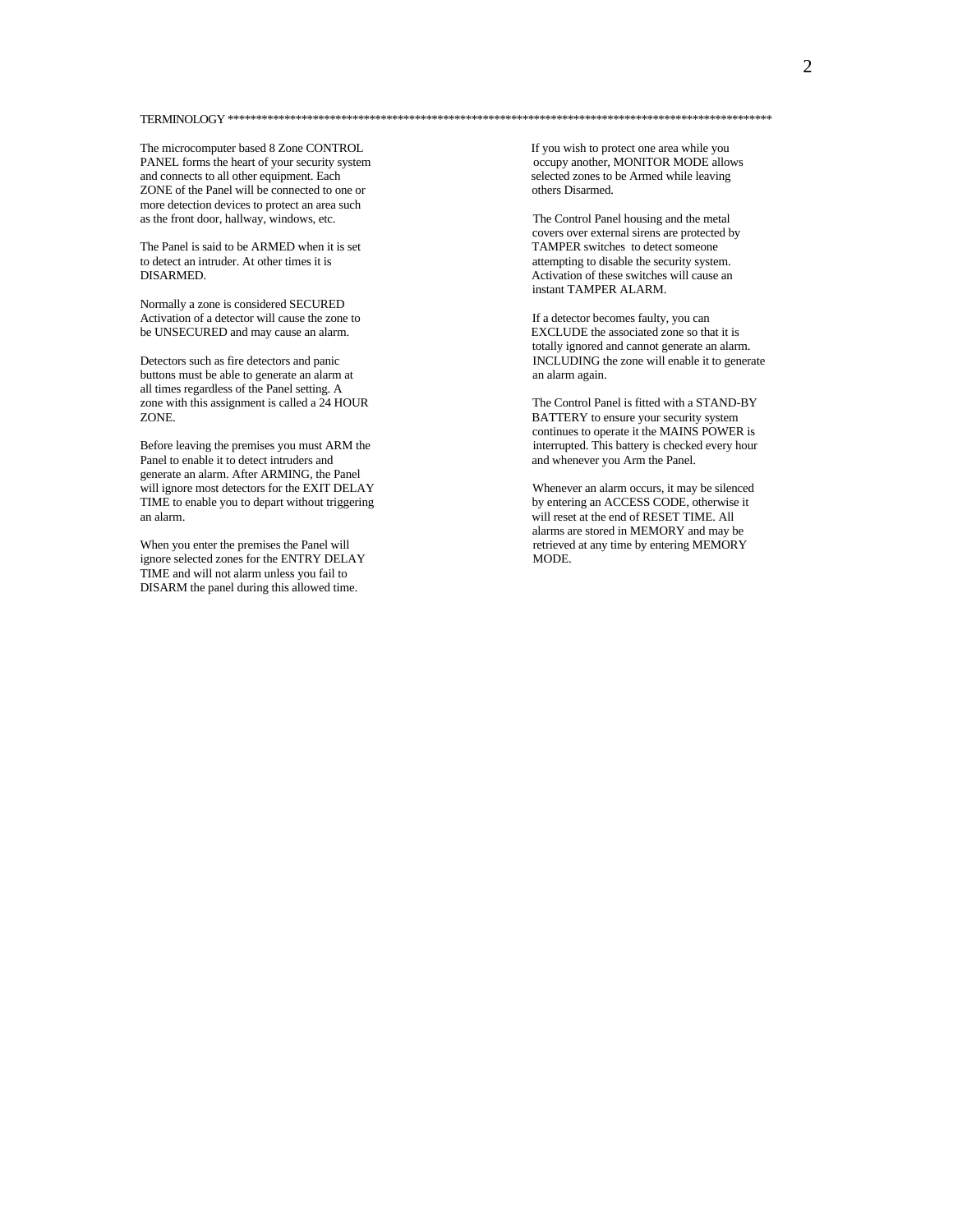## TERMINOLOGY

The microcomputer based 8 Zone CONTROL PANEL forms the heart of your security system and connects to all other equipment. Each ZONE of the Panel will be connected to one or more detection devices to protect an area such as the front door, hallway, windows, etc.

The Panel is said to be ARMED when it is set to detect an intruder. At other times it is DISARMED.

Normally a zone is considered SECURED Activation of a detector will cause the zone to be UNSECURED and may cause an alarm.

Detectors such as fire detectors and panic buttons must be able to generate an alarm at all times regardless of the Panel setting. A zone with this assignment is called a 24 HOUR ZONE.

Before leaving the premises you must ARM the Panel to enable it to detect intruders and generate an alarm. After ARMING, the Panel will ignore most detectors for the EXIT DELAY TIME to enable you to depart without triggering an alarm.

When you enter the premises the Panel will ignore selected zones for the ENTRY DELAY TIME and will not alarm unless you fail to DISARM the panel during this allowed time.

If you wish to protect one area while you occupy another, MONITOR MODE allows selected zones to be Armed while leaving others Disarmed.

The Control Panel housing and the metal covers over external sirens are protected by TAMPER switches to detect someone attempting to disable the security system. Activation of these switches will cause an instant TAMPER ALARM.

If a detector becomes faulty, you can EXCLUDE the associated zone so that it is totally ignored and cannot generate an alarm. INCLUDING the zone will enable it to generate an alarm again.

The Control Panel is fitted with a STAND-BY BATTERY to ensure your security system continues to operate it the MAINS POWER is interrupted. This battery is checked every hour and whenever you Arm the Panel.

Whenever an alarm occurs, it may be silenced by entering an ACCESS CODE, otherwise it will reset at the end of RESET TIME. All alarms are stored in MEMORY and may be retrieved at any time by entering MEMORY MODE.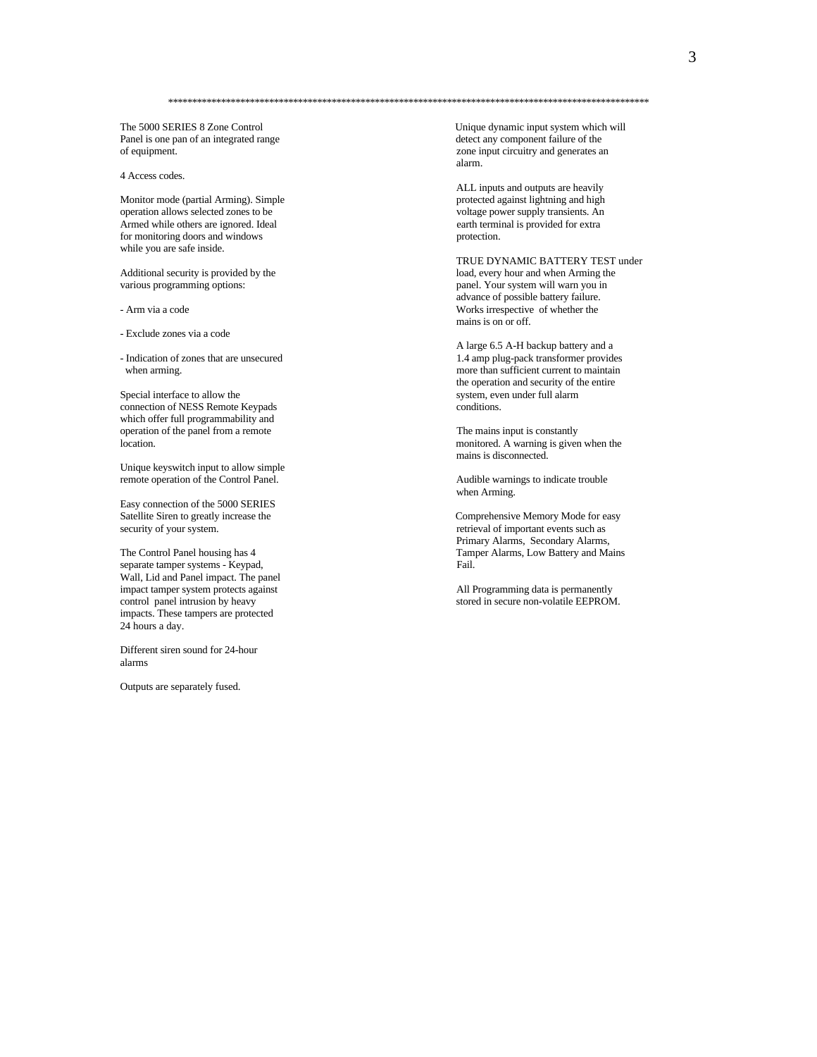*******************************************************************************************************

The 5000 SERIES 8 Zone Control Panel is one pan of an integrated range of equipment.

4 Access codes.

Monitor mode (partial Arming). Simple operation allows selected zones to be Armed while others are ignored. Ideal for monitoring doors and windows while you are safe inside.

Additional security is provided by the various programming options:

- Arm via a code

- Exclude zones via a code

- Indication of zones that are unsecured when arming.

Special interface to allow the connection of NESS Remote Keypads which offer full programmability and operation of the panel from a remote location.

Unique keyswitch input to allow simple remote operation of the Control Panel.

Easy connection of the 5000 SERIES Satellite Siren to greatly increase the security of your system.

The Control Panel housing has 4 separate tamper systems - Keypad, Wall, Lid and Panel impact. The panel impact tamper system protects against control panel intrusion by heavy impacts. These tampers are protected 24 hours a day.

Different siren sound for 24-hour alarms

Outputs are separately fused.

Unique dynamic input system which will detect any component failure of the zone input circuitry and generates an alarm.

ALL inputs and outputs are heavily protected against lightning and high voltage power supply transients. An earth terminal is provided for extra protection.

TRUE DYNAMIC BATTERY TEST under load, every hour and when Arming the panel. Your system will warn you in advance of possible battery failure. Works irrespective of whether the mains is on or off.

A large 6.5 A-H backup battery and a 1.4 amp plug-pack transformer provides more than sufficient current to maintain the operation and security of the entire system, even under full alarm conditions.

The mains input is constantly monitored. A warning is given when the mains is disconnected.

Audible warnings to indicate trouble when Arming.

Comprehensive Memory Mode for easy retrieval of important events such as Primary Alarms, Secondary Alarms, Tamper Alarms, Low Battery and Mains Fail.

All Programming data is permanently stored in secure non-volatile EEPROM.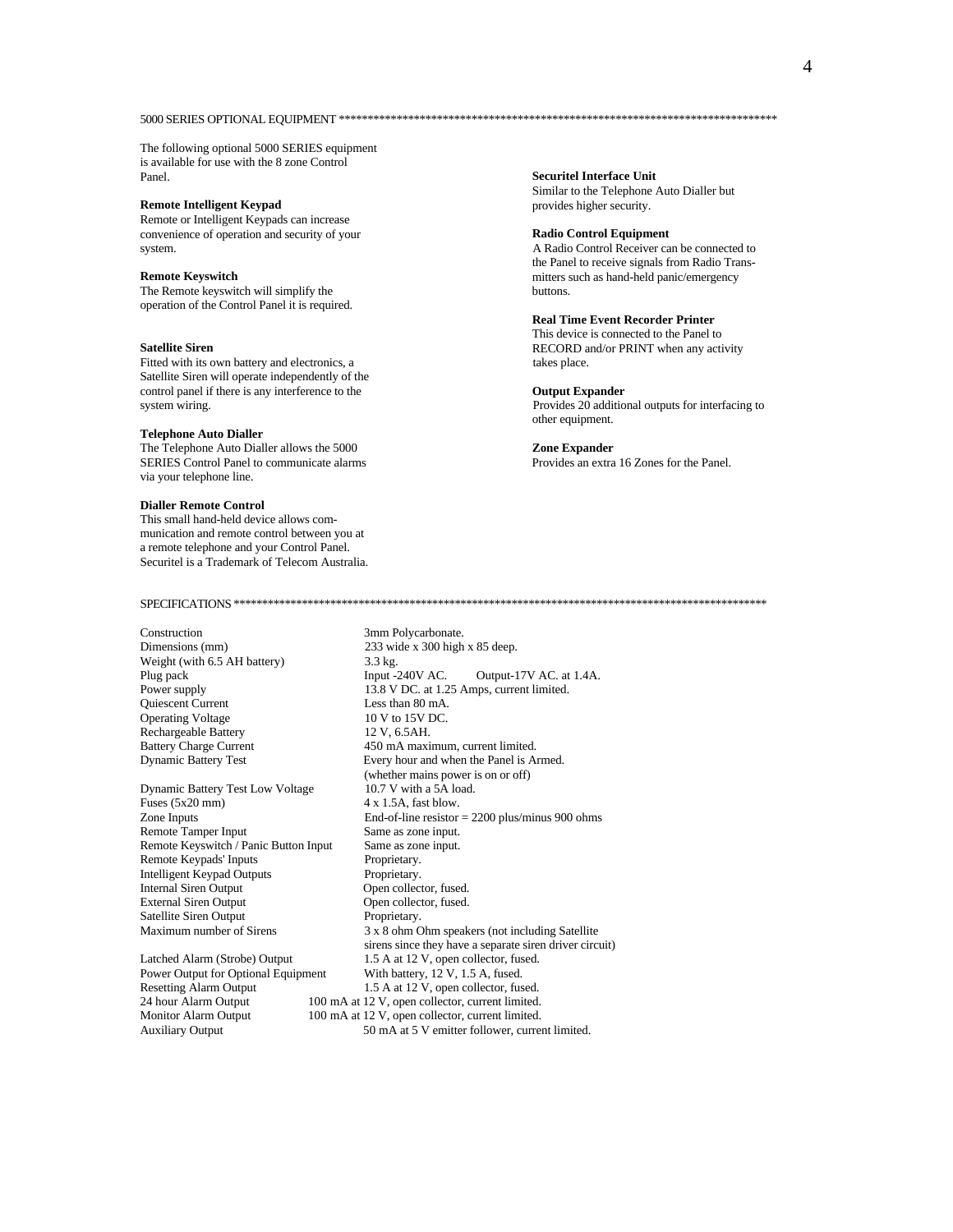## 5000 SERIES OPTIONAL EQUIPMENT ********************************************************************************

The following optional 5000 SERIES equipment is available for use with the 8 zone Control Panel.

**Remote Intelligent Keypad**
Remote or Intelligent Keypads can increase convenience of operation and security of your system.

**Remote Keyswitch**
The Remote keyswitch will simplify the operation of the Control Panel it is required.

**Satellite Siren**
Fitted with its own battery and electronics, a Satellite Siren will operate independently of the control panel if there is any interference to the system wiring.

**Telephone Auto Dialler**
The Telephone Auto Dialler allows the 5000 SERIES Control Panel to communicate alarms via your telephone line.

**Dialler Remote Control**
This small hand-held device allows communication and remote control between you at a remote telephone and your Control Panel.
Securitel is a Trademark of Telecom Australia.

**Securitel Interface Unit**
Similar to the Telephone Auto Dialler but provides higher security.

**Radio Control Equipment**
A Radio Control Receiver can be connected to the Panel to receive signals from Radio Transmitters such as hand-held panic/emergency buttons.

**Real Time Event Recorder Printer**
This device is connected to the Panel to RECORD and/or PRINT when any activity takes place.

**Output Expander**
Provides 20 additional outputs for interfacing to other equipment.

**Zone Expander**
Provides an extra 16 Zones for the Panel.

## SPECIFICATIONS ********************************************************************************************

| | |
|---|---|
| Construction | 3mm Polycarbonate. |
| Dimensions (mm) | 233 wide x 300 high x 85 deep. |
| Weight (with 6.5 AH battery) | 3.3 kg. |
| Plug pack | Input -240V AC. Output-17V AC. at 1.4A. |
| Power supply | 13.8 V DC. at 1.25 Amps, current limited. |
| Quiescent Current | Less than 80 mA. |
| Operating Voltage | 10 V to 15V DC. |
| Rechargeable Battery | 12 V, 6.5AH. |
| Battery Charge Current | 450 mA maximum, current limited. |
| Dynamic Battery Test | Every hour and when the Panel is Armed. (whether mains power is on or off) |
| Dynamic Battery Test Low Voltage | 10.7 V with a 5A load. |
| Fuses (5x20 mm) | 4 x 1.5A, fast blow. |
| Zone Inputs | End-of-line resistor = 2200 plus/minus 900 ohms |
| Remote Tamper Input | Same as zone input. |
| Remote Keyswitch / Panic Button Input | Same as zone input. |
| Remote Keypads' Inputs | Proprietary. |
| Intelligent Keypad Outputs | Proprietary. |
| Internal Siren Output | Open collector, fused. |
| External Siren Output | Open collector, fused. |
| Satellite Siren Output | Proprietary. |
| Maximum number of Sirens | 3 x 8 ohm Ohm speakers (not including Satellite sirens since they have a separate siren driver circuit) |
| Latched Alarm (Strobe) Output | 1.5 A at 12 V, open collector, fused. |
| Power Output for Optional Equipment | With battery, 12 V, 1.5 A, fused. |
| Resetting Alarm Output | 1.5 A at 12 V, open collector, fused. |
| 24 hour Alarm Output | 100 mA at 12 V, open collector, current limited. |
| Monitor Alarm Output | 100 mA at 12 V, open collector, current limited. |
| Auxiliary Output | 50 mA at 5 V emitter follower, current limited. |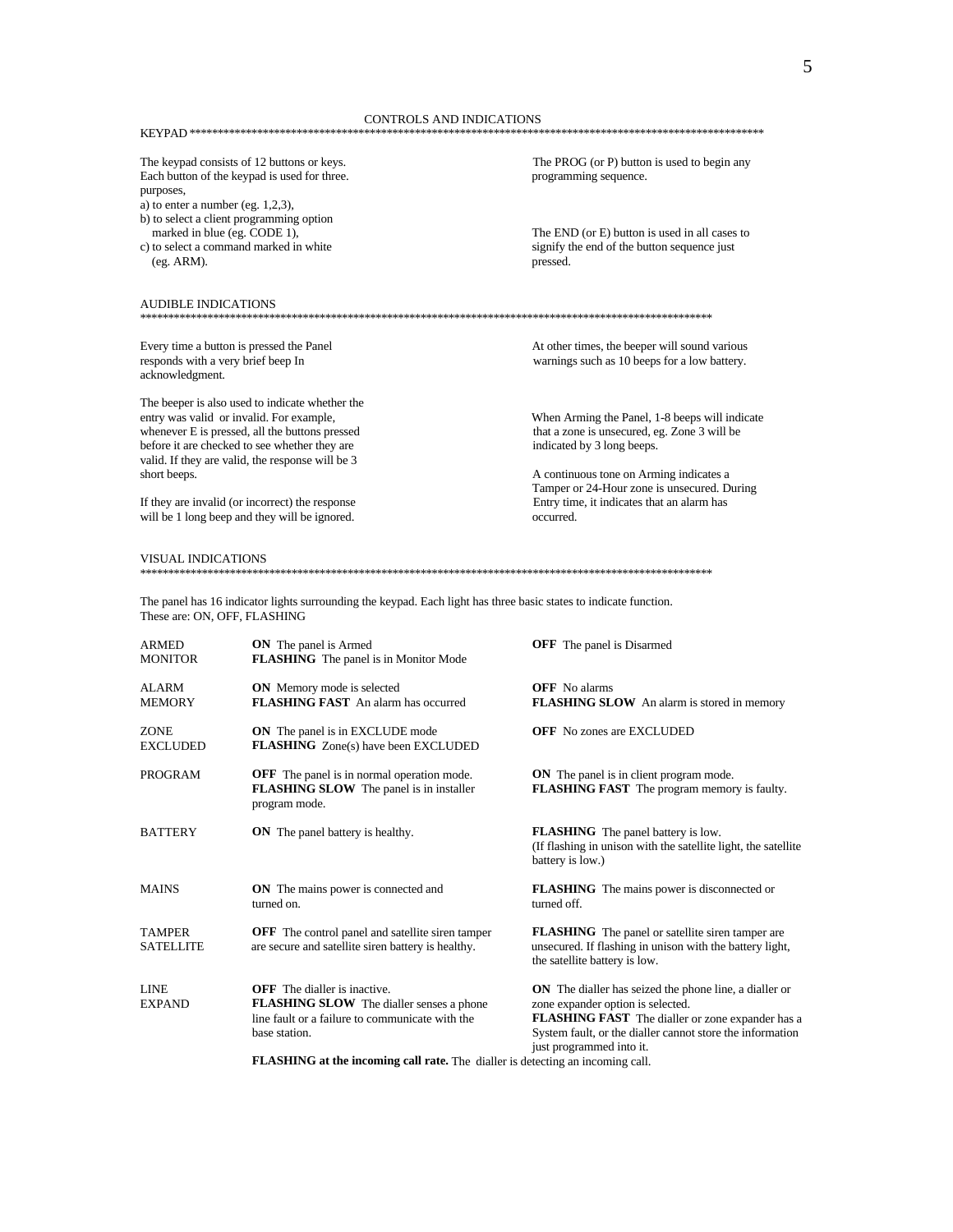## CONTROLS AND INDICATIONS

### KEYPAD

The keypad consists of 12 buttons or keys. Each button of the keypad is used for three. purposes,

a) to enter a number (eg. 1,2,3),
b) to select a client programming option marked in blue (eg. CODE 1),
c) to select a command marked in white (eg. ARM).

The PROG (or P) button is used to begin any programming sequence.

The END (or E) button is used in all cases to signify the end of the button sequence just pressed.

### AUDIBLE INDICATIONS

Every time a button is pressed the Panel responds with a very brief beep In acknowledgment.

The beeper is also used to indicate whether the entry was valid or invalid. For example, whenever E is pressed, all the buttons pressed before it are checked to see whether they are valid. If they are valid, the response will be 3 short beeps.

If they are invalid (or incorrect) the response will be 1 long beep and they will be ignored.

At other times, the beeper will sound various warnings such as 10 beeps for a low battery.

When Arming the Panel, 1-8 beeps will indicate that a zone is unsecured, eg. Zone 3 will be indicated by 3 long beeps.

A continuous tone on Arming indicates a Tamper or 24-Hour zone is unsecured. During Entry time, it indicates that an alarm has occurred.

### VISUAL INDICATIONS

The panel has 16 indicator lights surrounding the keypad. Each light has three basic states to indicate function. These are: ON, OFF, FLASHING

| | | |
|---|---|---|
| ARMED MONITOR | **ON** The panel is Armed<br>**FLASHING** The panel is in Monitor Mode | **OFF** The panel is Disarmed |
| ALARM MEMORY | **ON** Memory mode is selected<br>**FLASHING FAST** An alarm has occurred | **OFF** No alarms<br>**FLASHING SLOW** An alarm is stored in memory |
| ZONE EXCLUDED | **ON** The panel is in EXCLUDE mode<br>**FLASHING** Zone(s) have been EXCLUDED | **OFF** No zones are EXCLUDED |
| PROGRAM | **OFF** The panel is in normal operation mode.<br>**FLASHING SLOW** The panel is in installer program mode. | **ON** The panel is in client program mode.<br>**FLASHING FAST** The program memory is faulty. |
| BATTERY | **ON** The panel battery is healthy. | **FLASHING** The panel battery is low. (If flashing in unison with the satellite light, the satellite battery is low.) |
| MAINS | **ON** The mains power is connected and turned on. | **FLASHING** The mains power is disconnected or turned off. |
| TAMPER SATELLITE | **OFF** The control panel and satellite siren tamper are secure and satellite siren battery is healthy. | **FLASHING** The panel or satellite siren tamper are unsecured. If flashing in unison with the battery light, the satellite battery is low. |
| LINE EXPAND | **OFF** The dialler is inactive.<br>**FLASHING SLOW** The dialler senses a phone line fault or a failure to communicate with the base station.<br>**FLASHING at the incoming call rate.** The dialler is detecting an incoming call. | **ON** The dialler has seized the phone line, a dialler or zone expander option is selected.<br>**FLASHING FAST** The dialler or zone expander has a System fault, or the dialler cannot store the information just programmed into it. |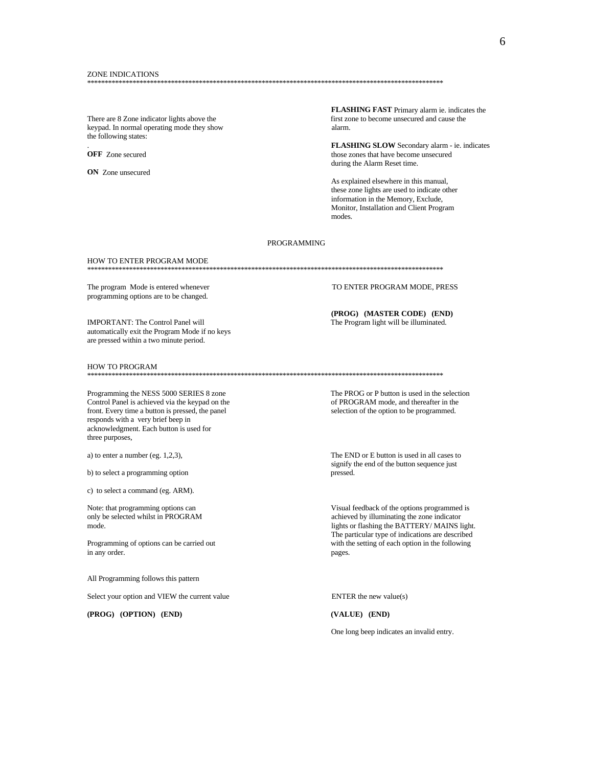## ZONE INDICATIONS

********************************************************************************************************

There are 8 Zone indicator lights above the keypad. In normal operating mode they show the following states:

.

**OFF** Zone secured

**ON** Zone unsecured

**FLASHING FAST** Primary alarm ie. indicates the first zone to become unsecured and cause the alarm.

**FLASHING SLOW** Secondary alarm - ie. indicates those zones that have become unsecured during the Alarm Reset time.

As explained elsewhere in this manual, these zone lights are used to indicate other information in the Memory, Exclude, Monitor, Installation and Client Program modes.

# PROGRAMMING

## HOW TO ENTER PROGRAM MODE

********************************************************************************************************

The program Mode is entered whenever programming options are to be changed.

IMPORTANT: The Control Panel will automatically exit the Program Mode if no keys are pressed within a two minute period.

TO ENTER PROGRAM MODE, PRESS

**(PROG) (MASTER CODE) (END)**
The Program light will be illuminated.

## HOW TO PROGRAM

********************************************************************************************************

Programming the NESS 5000 SERIES 8 zone Control Panel is achieved via the keypad on the front. Every time a button is pressed, the panel responds with a very brief beep in acknowledgment. Each button is used for three purposes,

a) to enter a number (eg. 1,2,3),

b) to select a programming option

c) to select a command (eg. ARM).

Note: that programming options can only be selected whilst in PROGRAM mode.

Programming of options can be carried out in any order.

The PROG or P button is used in the selection of PROGRAM mode, and thereafter in the selection of the option to be programmed.

The END or E button is used in all cases to signify the end of the button sequence just pressed.

Visual feedback of the options programmed is achieved by illuminating the zone indicator lights or flashing the BATTERY/ MAINS light. The particular type of indications are described with the setting of each option in the following pages.

All Programming follows this pattern

Select your option and VIEW the current value

**(PROG) (OPTION) (END)**

ENTER the new value(s)

**(VALUE) (END)**

One long beep indicates an invalid entry.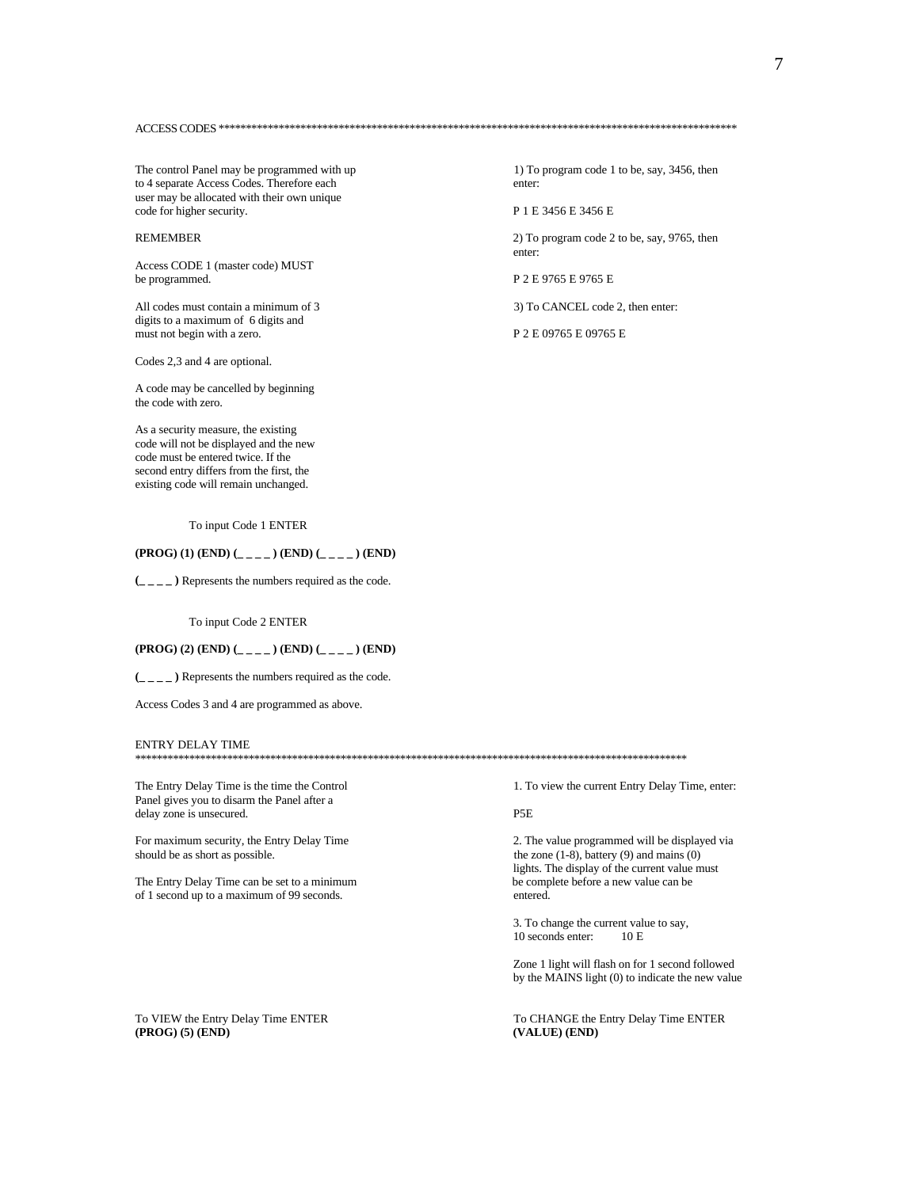## ACCESS CODES ****************************************************************************************************

The control Panel may be programmed with up to 4 separate Access Codes. Therefore each user may be allocated with their own unique code for higher security.

REMEMBER

Access CODE 1 (master code) MUST be programmed.

All codes must contain a minimum of 3 digits to a maximum of 6 digits and must not begin with a zero.

Codes 2,3 and 4 are optional.

A code may be cancelled by beginning the code with zero.

As a security measure, the existing code will not be displayed and the new code must be entered twice. If the second entry differs from the first, the existing code will remain unchanged.

To input Code 1 ENTER

**(PROG) (1) (END) (_ _ _ _ ) (END) (_ _ _ _ ) (END)**

**(_ _ _ _ )** Represents the numbers required as the code.

To input Code 2 ENTER

**(PROG) (2) (END) (_ _ _ _ ) (END) (_ _ _ _ ) (END)**

**(_ _ _ _ )** Represents the numbers required as the code.

Access Codes 3 and 4 are programmed as above.

1) To program code 1 to be, say, 3456, then enter:

P 1 E 3456 E 3456 E

2) To program code 2 to be, say, 9765, then enter:

P 2 E 9765 E 9765 E

3) To CANCEL code 2, then enter:

P 2 E 09765 E 09765 E

## ENTRY DELAY TIME
****************************************************************************************************

The Entry Delay Time is the time the Control Panel gives you to disarm the Panel after a delay zone is unsecured.

For maximum security, the Entry Delay Time should be as short as possible.

The Entry Delay Time can be set to a minimum of 1 second up to a maximum of 99 seconds.

1. To view the current Entry Delay Time, enter:

P5E

2. The value programmed will be displayed via the zone (1-8), battery (9) and mains (0) lights. The display of the current value must be complete before a new value can be entered.

3. To change the current value to say, 10 seconds enter: 10 E

Zone 1 light will flash on for 1 second followed by the MAINS light (0) to indicate the new value

To VIEW the Entry Delay Time ENTER
**(PROG) (5) (END)**

To CHANGE the Entry Delay Time ENTER
**(VALUE) (END)**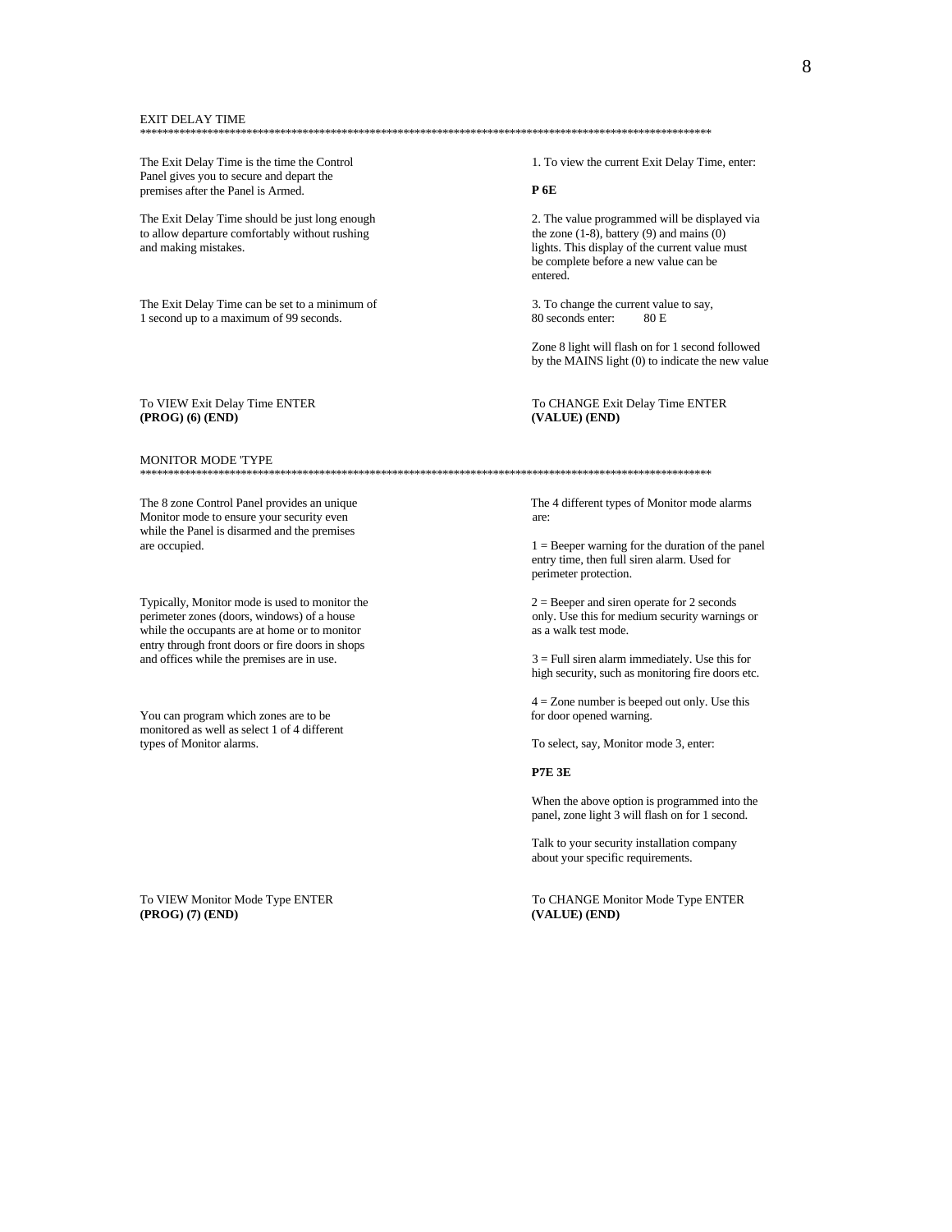## EXIT DELAY TIME

*******************************************************************************************************

The Exit Delay Time is the time the Control Panel gives you to secure and depart the premises after the Panel is Armed.

The Exit Delay Time should be just long enough to allow departure comfortably without rushing and making mistakes.

The Exit Delay Time can be set to a minimum of 1 second up to a maximum of 99 seconds.

To VIEW Exit Delay Time ENTER
**(PROG) (6) (END)**

1. To view the current Exit Delay Time, enter:

**P 6E**

2. The value programmed will be displayed via the zone (1-8), battery (9) and mains (0) lights. This display of the current value must be complete before a new value can be entered.

3. To change the current value to say, 80 seconds enter: 80 E

Zone 8 light will flash on for 1 second followed by the MAINS light (0) to indicate the new value

To CHANGE Exit Delay Time ENTER
**(VALUE) (END)**

## MONITOR MODE 'TYPE

*******************************************************************************************************

The 8 zone Control Panel provides an unique Monitor mode to ensure your security even while the Panel is disarmed and the premises are occupied.

Typically, Monitor mode is used to monitor the perimeter zones (doors, windows) of a house while the occupants are at home or to monitor entry through front doors or fire doors in shops and offices while the premises are in use.

You can program which zones are to be monitored as well as select 1 of 4 different types of Monitor alarms.

To VIEW Monitor Mode Type ENTER
**(PROG) (7) (END)**

The 4 different types of Monitor mode alarms are:

1 = Beeper warning for the duration of the panel entry time, then full siren alarm. Used for perimeter protection.

2 = Beeper and siren operate for 2 seconds only. Use this for medium security warnings or as a walk test mode.

3 = Full siren alarm immediately. Use this for high security, such as monitoring fire doors etc.

4 = Zone number is beeped out only. Use this for door opened warning.

To select, say, Monitor mode 3, enter:

**P7E 3E**

When the above option is programmed into the panel, zone light 3 will flash on for 1 second.

Talk to your security installation company about your specific requirements.

To CHANGE Monitor Mode Type ENTER
**(VALUE) (END)**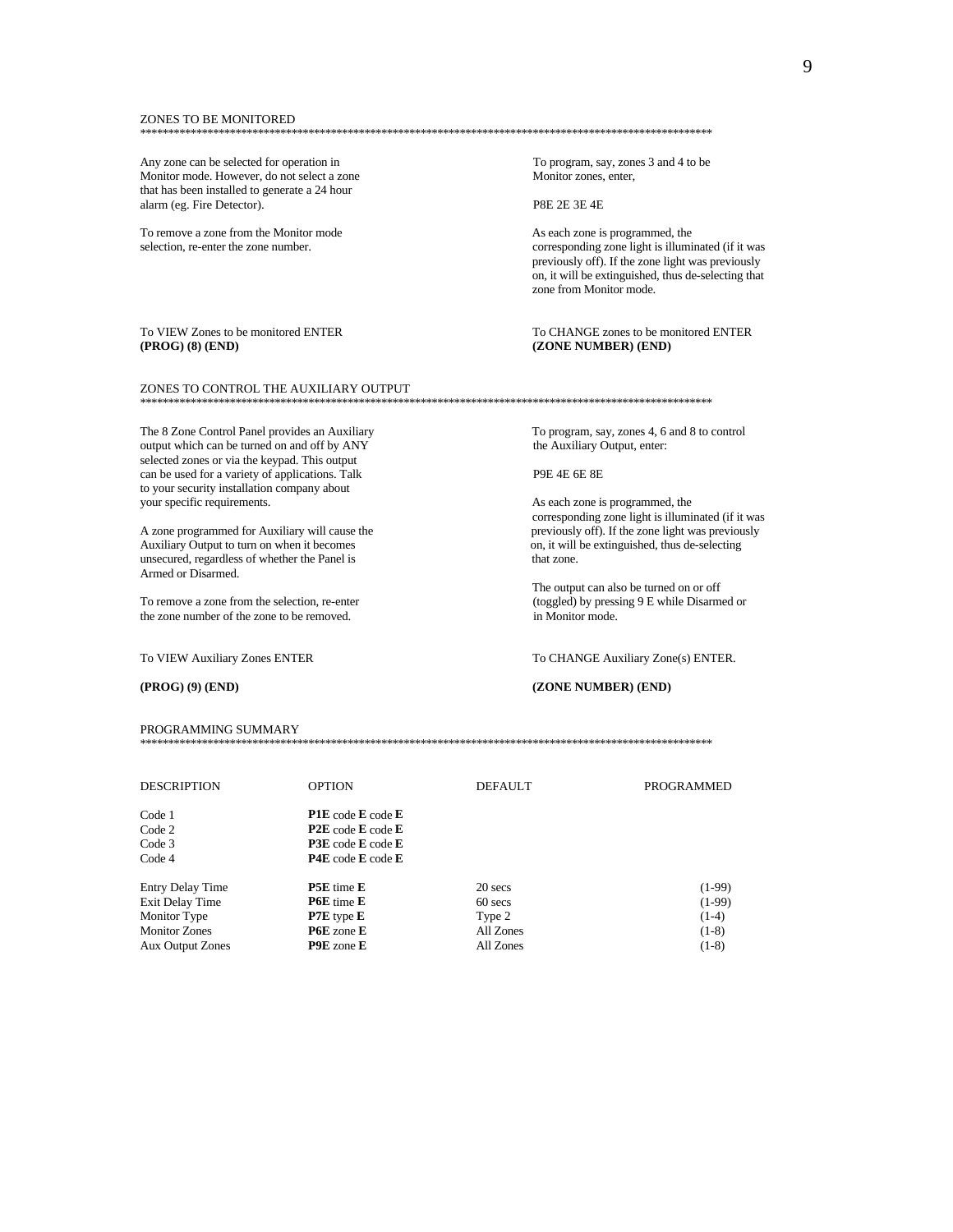## ZONES TO BE MONITORED

***********************************************************************************************************

Any zone can be selected for operation in Monitor mode. However, do not select a zone that has been installed to generate a 24 hour alarm (eg. Fire Detector).

To remove a zone from the Monitor mode selection, re-enter the zone number.

To program, say, zones 3 and 4 to be Monitor zones, enter,

P8E 2E 3E 4E

As each zone is programmed, the corresponding zone light is illuminated (if it was previously off). If the zone light was previously on, it will be extinguished, thus de-selecting that zone from Monitor mode.

To VIEW Zones to be monitored ENTER
**(PROG) (8) (END)**

To CHANGE zones to be monitored ENTER
**(ZONE NUMBER) (END)**

## ZONES TO CONTROL THE AUXILIARY OUTPUT

***********************************************************************************************************

The 8 Zone Control Panel provides an Auxiliary output which can be turned on and off by ANY selected zones or via the keypad. This output can be used for a variety of applications. Talk to your security installation company about your specific requirements.

A zone programmed for Auxiliary will cause the Auxiliary Output to turn on when it becomes unsecured, regardless of whether the Panel is Armed or Disarmed.

To remove a zone from the selection, re-enter the zone number of the zone to be removed.

To program, say, zones 4, 6 and 8 to control the Auxiliary Output, enter:

P9E 4E 6E 8E

As each zone is programmed, the corresponding zone light is illuminated (if it was previously off). If the zone light was previously on, it will be extinguished, thus de-selecting that zone.

The output can also be turned on or off (toggled) by pressing 9 E while Disarmed or in Monitor mode.

To VIEW Auxiliary Zones ENTER

**(PROG) (9) (END)**

To CHANGE Auxiliary Zone(s) ENTER.

**(ZONE NUMBER) (END)**

## PROGRAMMING SUMMARY

***********************************************************************************************************

| DESCRIPTION | OPTION | DEFAULT | PROGRAMMED |
|---|---|---|---|
| Code 1 | **P1E** code **E** code **E** | | |
| Code 2 | **P2E** code **E** code **E** | | |
| Code 3 | **P3E** code **E** code **E** | | |
| Code 4 | **P4E** code **E** code **E** | | |
| Entry Delay Time | **P5E** time **E** | 20 secs | (1-99) |
| Exit Delay Time | **P6E** time **E** | 60 secs | (1-99) |
| Monitor Type | **P7E** type **E** | Type 2 | (1-4) |
| Monitor Zones | **P6E** zone **E** | All Zones | (1-8) |
| Aux Output Zones | **P9E** zone **E** | All Zones | (1-8) |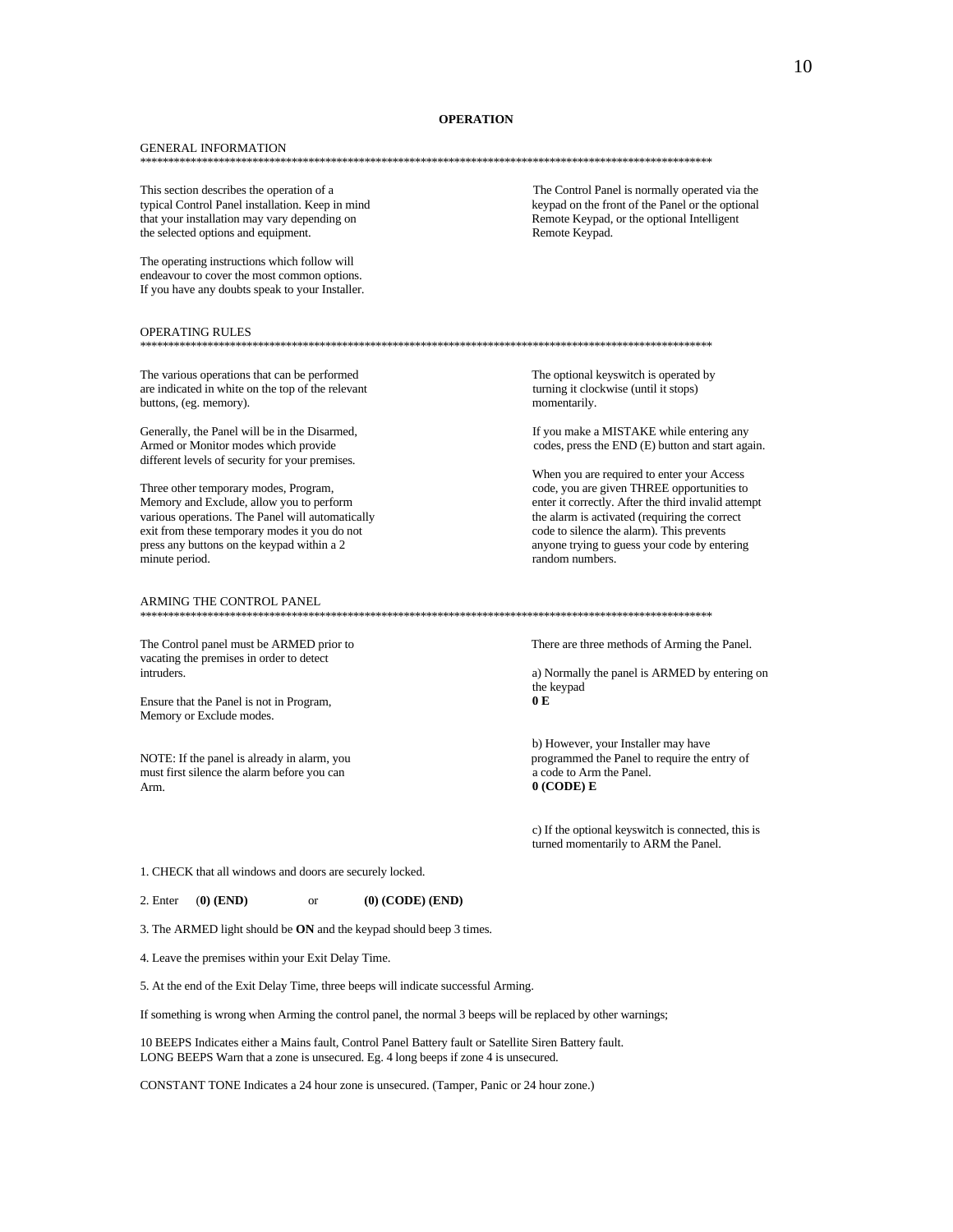# OPERATION

## GENERAL INFORMATION

***********************************************************************************************************

This section describes the operation of a typical Control Panel installation. Keep in mind that your installation may vary depending on the selected options and equipment.

The operating instructions which follow will endeavour to cover the most common options. If you have any doubts speak to your Installer.

The Control Panel is normally operated via the keypad on the front of the Panel or the optional Remote Keypad, or the optional Intelligent Remote Keypad.

## OPERATING RULES

***********************************************************************************************************

The various operations that can be performed are indicated in white on the top of the relevant buttons, (eg. memory).

Generally, the Panel will be in the Disarmed, Armed or Monitor modes which provide different levels of security for your premises.

Three other temporary modes, Program, Memory and Exclude, allow you to perform various operations. The Panel will automatically exit from these temporary modes it you do not press any buttons on the keypad within a 2 minute period.

The optional keyswitch is operated by turning it clockwise (until it stops) momentarily.

If you make a MISTAKE while entering any codes, press the END (E) button and start again.

When you are required to enter your Access code, you are given THREE opportunities to enter it correctly. After the third invalid attempt the alarm is activated (requiring the correct code to silence the alarm). This prevents anyone trying to guess your code by entering random numbers.

## ARMING THE CONTROL PANEL

***********************************************************************************************************

The Control panel must be ARMED prior to vacating the premises in order to detect intruders.

Ensure that the Panel is not in Program, Memory or Exclude modes.

NOTE: If the panel is already in alarm, you must first silence the alarm before you can Arm.

There are three methods of Arming the Panel.

a) Normally the panel is ARMED by entering on the keypad
**0 E**

b) However, your Installer may have programmed the Panel to require the entry of a code to Arm the Panel.
**0 (CODE) E**

c) If the optional keyswitch is connected, this is turned momentarily to ARM the Panel.

1. CHECK that all windows and doors are securely locked.

2. Enter (**0) (END)** or **(0) (CODE) (END)**

3. The ARMED light should be **ON** and the keypad should beep 3 times.

4. Leave the premises within your Exit Delay Time.

5. At the end of the Exit Delay Time, three beeps will indicate successful Arming.

If something is wrong when Arming the control panel, the normal 3 beeps will be replaced by other warnings;

10 BEEPS Indicates either a Mains fault, Control Panel Battery fault or Satellite Siren Battery fault.
LONG BEEPS Warn that a zone is unsecured. Eg. 4 long beeps if zone 4 is unsecured.

CONSTANT TONE Indicates a 24 hour zone is unsecured. (Tamper, Panic or 24 hour zone.)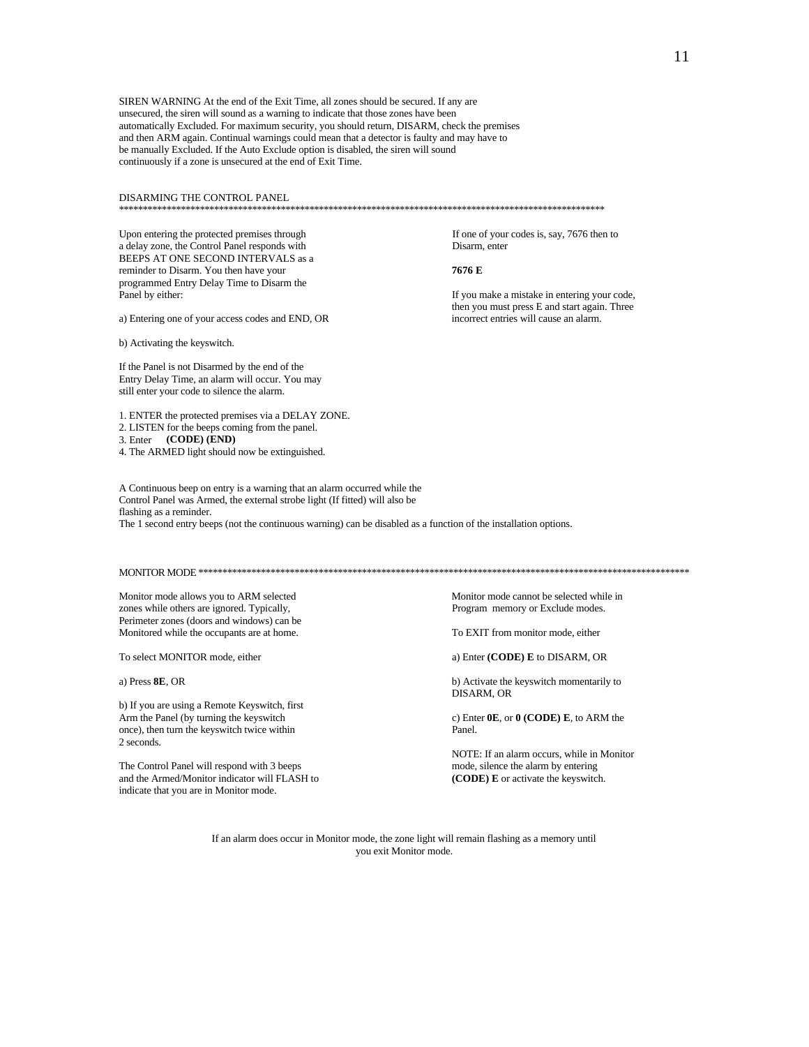SIREN WARNING At the end of the Exit Time, all zones should be secured. If any are unsecured, the siren will sound as a warning to indicate that those zones have been automatically Excluded. For maximum security, you should return, DISARM, check the premises and then ARM again. Continual warnings could mean that a detector is faulty and may have to be manually Excluded. If the Auto Exclude option is disabled, the siren will sound continuously if a zone is unsecured at the end of Exit Time.

## DISARMING THE CONTROL PANEL

*************************************************************************************************************

Upon entering the protected premises through a delay zone, the Control Panel responds with BEEPS AT ONE SECOND INTERVALS as a reminder to Disarm. You then have your programmed Entry Delay Time to Disarm the Panel by either:

a) Entering one of your access codes and END, OR

b) Activating the keyswitch.

If the Panel is not Disarmed by the end of the Entry Delay Time, an alarm will occur. You may still enter your code to silence the alarm.

1. ENTER the protected premises via a DELAY ZONE.
2. LISTEN for the beeps coming from the panel.
3. Enter **(CODE) (END)**
4. The ARMED light should now be extinguished.

If one of your codes is, say, 7676 then to Disarm, enter

**7676 E**

If you make a mistake in entering your code, then you must press E and start again. Three incorrect entries will cause an alarm.

A Continuous beep on entry is a warning that an alarm occurred while the Control Panel was Armed, the external strobe light (If fitted) will also be flashing as a reminder.
The 1 second entry beeps (not the continuous warning) can be disabled as a function of the installation options.

## MONITOR MODE *************************************************************************************************************

Monitor mode allows you to ARM selected zones while others are ignored. Typically, Perimeter zones (doors and windows) can be Monitored while the occupants are at home.

To select MONITOR mode, either

a) Press **8E**, OR

b) If you are using a Remote Keyswitch, first Arm the Panel (by turning the keyswitch once), then turn the keyswitch twice within 2 seconds.

The Control Panel will respond with 3 beeps and the Armed/Monitor indicator will FLASH to indicate that you are in Monitor mode.

Monitor mode cannot be selected while in Program memory or Exclude modes.

To EXIT from monitor mode, either

a) Enter **(CODE) E** to DISARM, OR

b) Activate the keyswitch momentarily to DISARM, OR

c) Enter **0E**, or **0 (CODE) E**, to ARM the Panel.

NOTE: If an alarm occurs, while in Monitor mode, silence the alarm by entering **(CODE) E** or activate the keyswitch.

If an alarm does occur in Monitor mode, the zone light will remain flashing as a memory until you exit Monitor mode.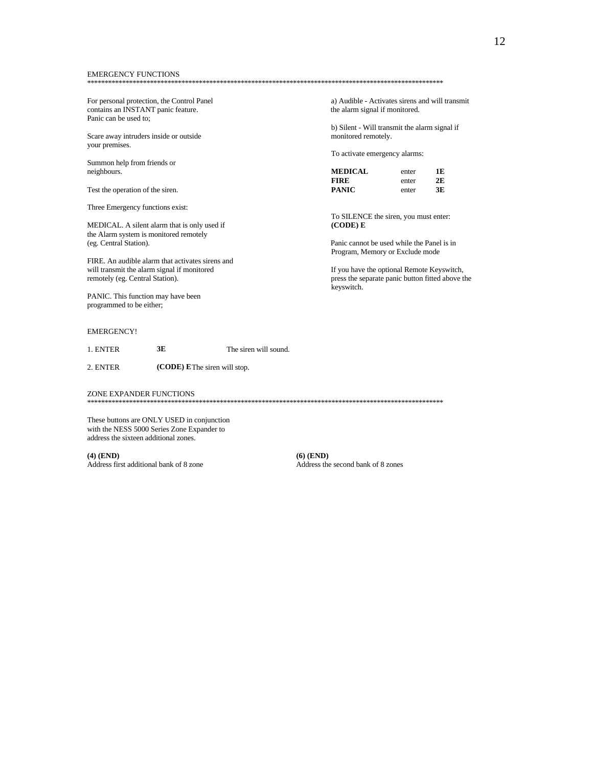## EMERGENCY FUNCTIONS

******************************************************************************************************************

For personal protection, the Control Panel contains an INSTANT panic feature. Panic can be used to;

Scare away intruders inside or outside your premises.

Summon help from friends or neighbours.

Test the operation of the siren.

Three Emergency functions exist:

MEDICAL. A silent alarm that is only used if the Alarm system is monitored remotely (eg. Central Station).

FIRE. An audible alarm that activates sirens and will transmit the alarm signal if monitored remotely (eg. Central Station).

PANIC. This function may have been programmed to be either;

a) Audible - Activates sirens and will transmit the alarm signal if monitored.

b) Silent - Will transmit the alarm signal if monitored remotely.

To activate emergency alarms:

| | | |
|---|---|---|
| **MEDICAL** | enter | **1E** |
| **FIRE** | enter | **2E** |
| **PANIC** | enter | **3E** |

To SILENCE the siren, you must enter: **(CODE) E**

Panic cannot be used while the Panel is in Program, Memory or Exclude mode

If you have the optional Remote Keyswitch, press the separate panic button fitted above the keyswitch.

EMERGENCY!

| | | |
|---|---|---|
| 1. ENTER | **3E** | The siren will sound. |
| 2. ENTER | **(CODE) E** | The siren will stop. |

## ZONE EXPANDER FUNCTIONS

******************************************************************************************************************

These buttons are ONLY USED in conjunction with the NESS 5000 Series Zone Expander to address the sixteen additional zones.

**(4) (END)**
Address first additional bank of 8 zone

**(6) (END)**
Address the second bank of 8 zones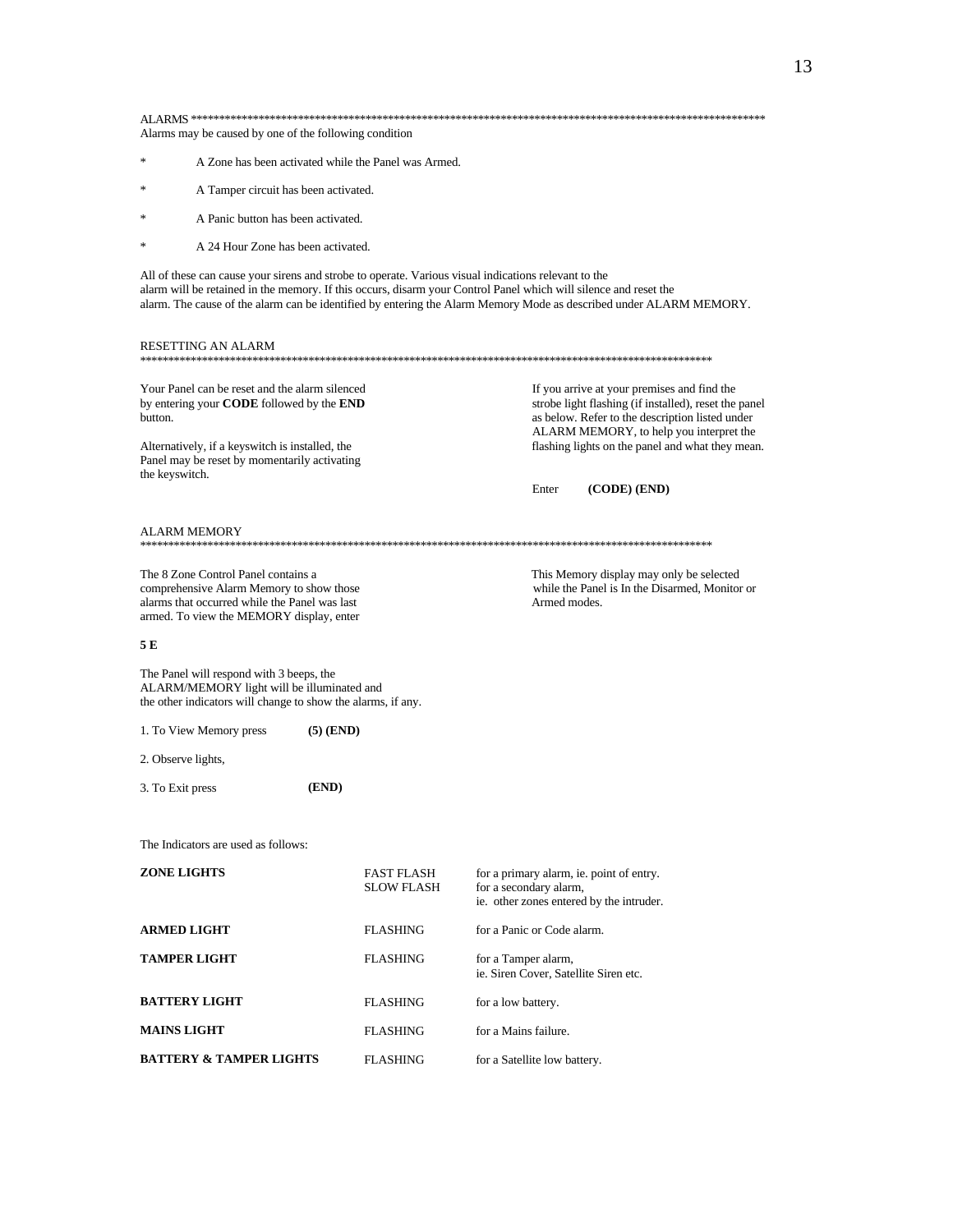## ALARMS

Alarms may be caused by one of the following condition

- A Zone has been activated while the Panel was Armed.
- A Tamper circuit has been activated.
- A Panic button has been activated.
- A 24 Hour Zone has been activated.

All of these can cause your sirens and strobe to operate. Various visual indications relevant to the alarm will be retained in the memory. If this occurs, disarm your Control Panel which will silence and reset the alarm. The cause of the alarm can be identified by entering the Alarm Memory Mode as described under ALARM MEMORY.

## RESETTING AN ALARM

Your Panel can be reset and the alarm silenced by entering your **CODE** followed by the **END** button.

Alternatively, if a keyswitch is installed, the Panel may be reset by momentarily activating the keyswitch.

If you arrive at your premises and find the strobe light flashing (if installed), reset the panel as below. Refer to the description listed under ALARM MEMORY, to help you interpret the flashing lights on the panel and what they mean.

Enter **(CODE) (END)**

## ALARM MEMORY

The 8 Zone Control Panel contains a comprehensive Alarm Memory to show those alarms that occurred while the Panel was last armed. To view the MEMORY display, enter

**5 E**

The Panel will respond with 3 beeps, the ALARM/MEMORY light will be illuminated and the other indicators will change to show the alarms, if any.

This Memory display may only be selected while the Panel is In the Disarmed, Monitor or Armed modes.

1. To View Memory press **(5) (END)**
2. Observe lights,
3. To Exit press **(END)**

The Indicators are used as follows:

| | | |
|---|---|---|
| **ZONE LIGHTS** | FAST FLASH<br>SLOW FLASH | for a primary alarm, ie. point of entry.<br>for a secondary alarm, ie. other zones entered by the intruder. |
| **ARMED LIGHT** | FLASHING | for a Panic or Code alarm. |
| **TAMPER LIGHT** | FLASHING | for a Tamper alarm, ie. Siren Cover, Satellite Siren etc. |
| **BATTERY LIGHT** | FLASHING | for a low battery. |
| **MAINS LIGHT** | FLASHING | for a Mains failure. |
| **BATTERY & TAMPER LIGHTS** | FLASHING | for a Satellite low battery. |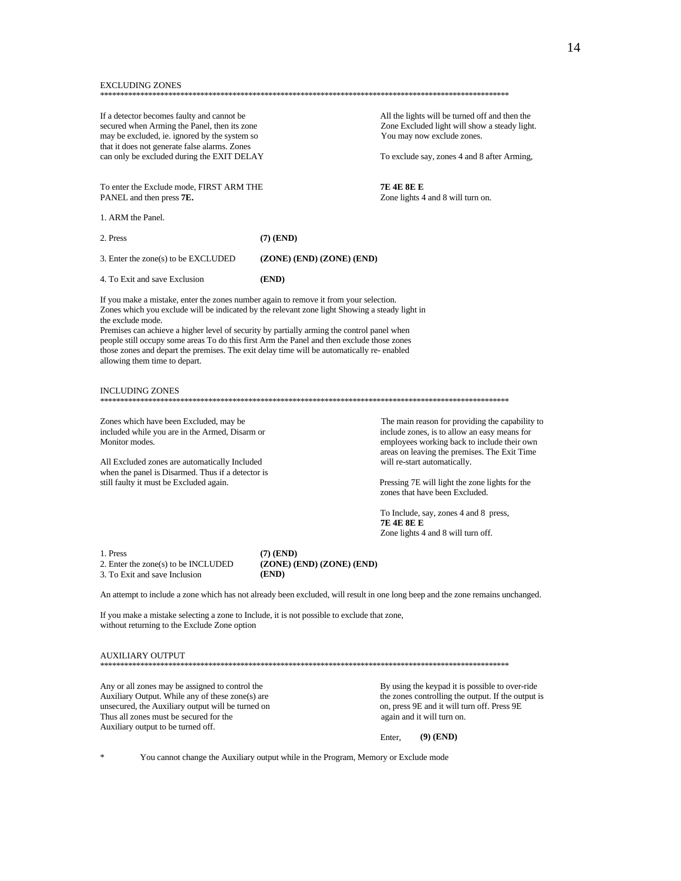## EXCLUDING ZONES

*******************************************************************************************************

If a detector becomes faulty and cannot be secured when Arming the Panel, then its zone may be excluded, ie. ignored by the system so that it does not generate false alarms. Zones can only be excluded during the EXIT DELAY

To enter the Exclude mode, FIRST ARM THE PANEL and then press **7E.**

1. ARM the Panel.

2. Press **(7) (END)**

3. Enter the zone(s) to be EXCLUDED **(ZONE) (END) (ZONE) (END)**

4. To Exit and save Exclusion **(END)**

All the lights will be turned off and then the Zone Excluded light will show a steady light. You may now exclude zones.

To exclude say, zones 4 and 8 after Arming,

**7E 4E 8E E**
Zone lights 4 and 8 will turn on.

If you make a mistake, enter the zones number again to remove it from your selection.
Zones which you exclude will be indicated by the relevant zone light Showing a steady light in the exclude mode.
Premises can achieve a higher level of security by partially arming the control panel when people still occupy some areas To do this first Arm the Panel and then exclude those zones those zones and depart the premises. The exit delay time will be automatically re- enabled allowing them time to depart.

## INCLUDING ZONES

*******************************************************************************************************

Zones which have been Excluded, may be included while you are in the Armed, Disarm or Monitor modes.

All Excluded zones are automatically Included when the panel is Disarmed. Thus if a detector is still faulty it must be Excluded again.

The main reason for providing the capability to include zones, is to allow an easy means for employees working back to include their own areas on leaving the premises. The Exit Time will re-start automatically.

Pressing 7E will light the zone lights for the zones that have been Excluded.

To Include, say, zones 4 and 8 press,
**7E 4E 8E E**
Zone lights 4 and 8 will turn off.

1. Press **(7) (END)**
2. Enter the zone(s) to be INCLUDED **(ZONE) (END) (ZONE) (END)**
3. To Exit and save Inclusion **(END)**

An attempt to include a zone which has not already been excluded, will result in one long beep and the zone remains unchanged.

If you make a mistake selecting a zone to Include, it is not possible to exclude that zone, without returning to the Exclude Zone option

## AUXILIARY OUTPUT

*******************************************************************************************************

Any or all zones may be assigned to control the Auxiliary Output. While any of these zone(s) are unsecured, the Auxiliary output will be turned on Thus all zones must be secured for the Auxiliary output to be turned off.

By using the keypad it is possible to over-ride the zones controlling the output. If the output is on, press 9E and it will turn off. Press 9E again and it will turn on.

Enter, **(9) (END)**

\* You cannot change the Auxiliary output while in the Program, Memory or Exclude mode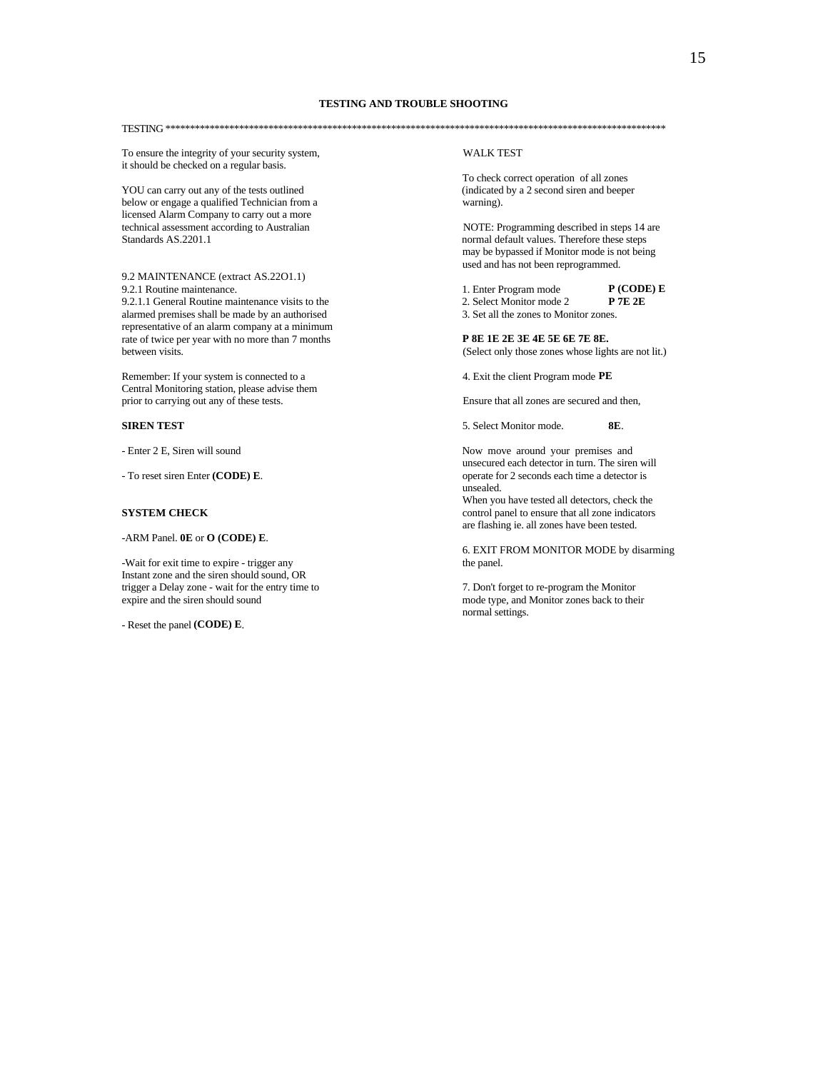## TESTING AND TROUBLE SHOOTING

TESTING ************************************************************************************************************

To ensure the integrity of your security system, it should be checked on a regular basis.

YOU can carry out any of the tests outlined below or engage a qualified Technician from a licensed Alarm Company to carry out a more technical assessment according to Australian Standards AS.2201.1

9.2 MAINTENANCE (extract AS.22O1.1)
9.2.1 Routine maintenance.
9.2.1.1 General Routine maintenance visits to the alarmed premises shall be made by an authorised representative of an alarm company at a minimum rate of twice per year with no more than 7 months between visits.

Remember: If your system is connected to a Central Monitoring station, please advise them prior to carrying out any of these tests.

**SIREN TEST**

- Enter 2 E, Siren will sound

- To reset siren Enter **(CODE) E**.

**SYSTEM CHECK**

-ARM Panel. **0E** or **O (CODE) E**.

-Wait for exit time to expire - trigger any Instant zone and the siren should sound, OR trigger a Delay zone - wait for the entry time to expire and the siren should sound

- Reset the panel **(CODE) E**.

WALK TEST

To check correct operation of all zones (indicated by a 2 second siren and beeper warning).

NOTE: Programming described in steps 14 are normal default values. Therefore these steps may be bypassed if Monitor mode is not being used and has not been reprogrammed.

1. Enter Program mode **P (CODE) E**
2. Select Monitor mode 2 **P 7E 2E**
3. Set all the zones to Monitor zones.

**P 8E 1E 2E 3E 4E 5E 6E 7E 8E.**
(Select only those zones whose lights are not lit.)

4. Exit the client Program mode **PE**

Ensure that all zones are secured and then,

5. Select Monitor mode. **8E**.

Now move around your premises and unsecured each detector in turn. The siren will operate for 2 seconds each time a detector is unsealed.
When you have tested all detectors, check the control panel to ensure that all zone indicators are flashing ie. all zones have been tested.

6. EXIT FROM MONITOR MODE by disarming the panel.

7. Don't forget to re-program the Monitor mode type, and Monitor zones back to their normal settings.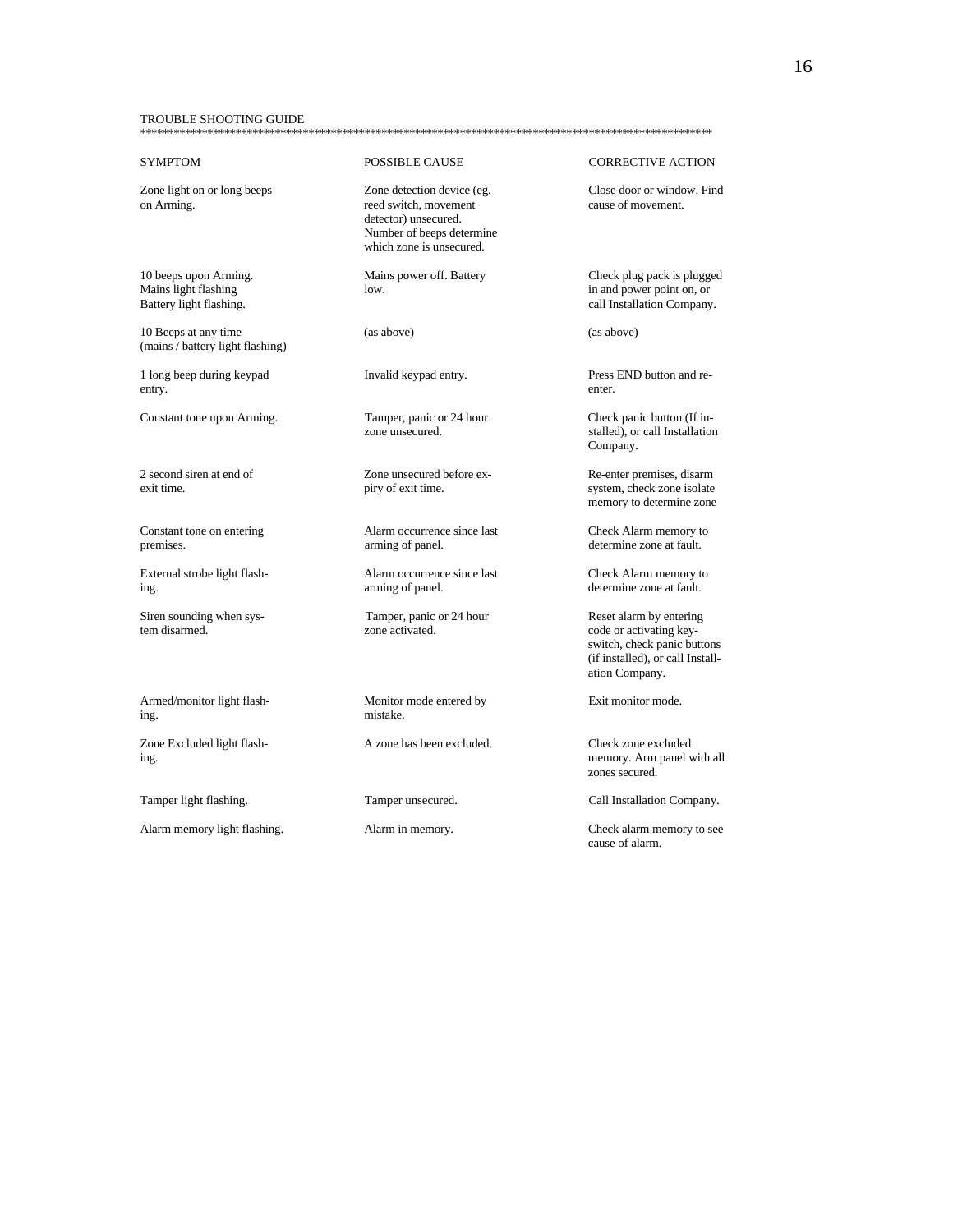## TROUBLE SHOOTING GUIDE

************************************************************************************************************

| SYMPTOM | POSSIBLE CAUSE | CORRECTIVE ACTION |
| --- | --- | --- |
| Zone light on or long beeps on Arming. | Zone detection device (eg. reed switch, movement detector) unsecured. Number of beeps determine which zone is unsecured. | Close door or window. Find cause of movement. |
| 10 beeps upon Arming. Mains light flashing Battery light flashing. | Mains power off. Battery low. | Check plug pack is plugged in and power point on, or call Installation Company. |
| 10 Beeps at any time (mains / battery light flashing) | (as above) | (as above) |
| 1 long beep during keypad entry. | Invalid keypad entry. | Press END button and re-enter. |
| Constant tone upon Arming. | Tamper, panic or 24 hour zone unsecured. | Check panic button (If installed), or call Installation Company. |
| 2 second siren at end of exit time. | Zone unsecured before expiry of exit time. | Re-enter premises, disarm system, check zone isolate memory to determine zone |
| Constant tone on entering premises. | Alarm occurrence since last arming of panel. | Check Alarm memory to determine zone at fault. |
| External strobe light flashing. | Alarm occurrence since last arming of panel. | Check Alarm memory to determine zone at fault. |
| Siren sounding when system disarmed. | Tamper, panic or 24 hour zone activated. | Reset alarm by entering code or activating keyswitch, check panic buttons (if installed), or call Installation Company. |
| Armed/monitor light flashing. | Monitor mode entered by mistake. | Exit monitor mode. |
| Zone Excluded light flashing. | A zone has been excluded. | Check zone excluded memory. Arm panel with all zones secured. |
| Tamper light flashing. | Tamper unsecured. | Call Installation Company. |
| Alarm memory light flashing. | Alarm in memory. | Check alarm memory to see cause of alarm. |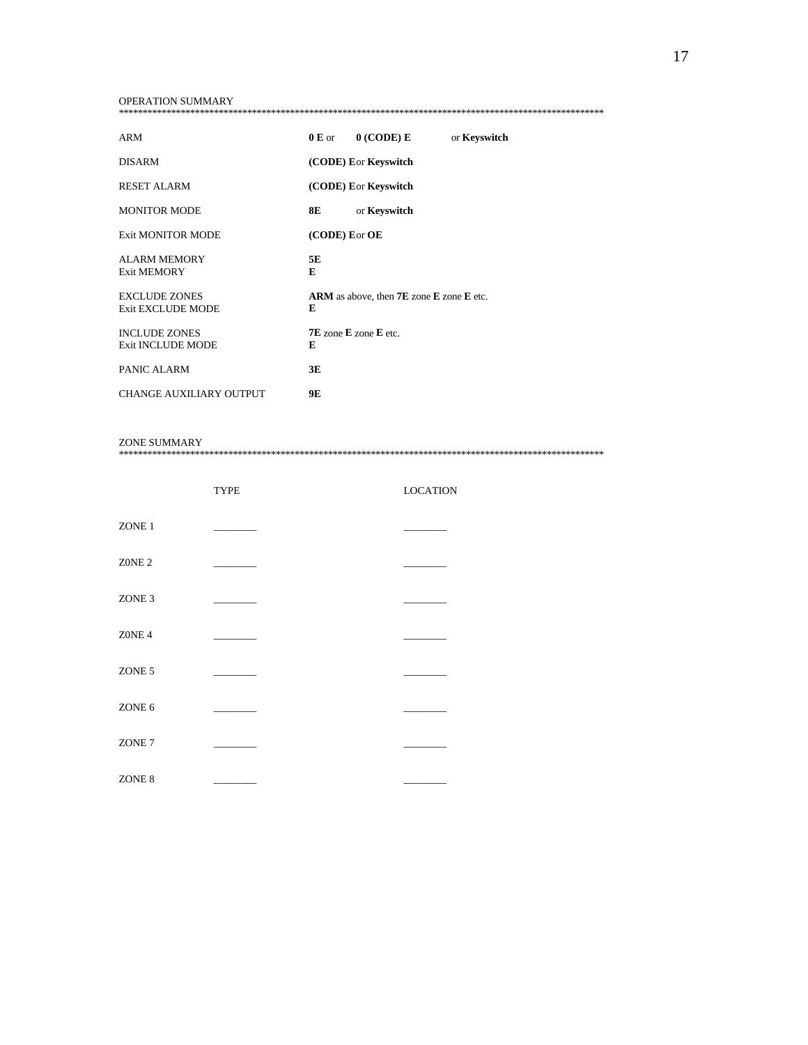OPERATION SUMMARY
**********************************************************************************************************

| | |
|---|---|
| ARM | **0 E** or **0 (CODE) E** or **Keyswitch** |
| DISARM | **(CODE) E** or **Keyswitch** |
| RESET ALARM | **(CODE) E** or **Keyswitch** |
| MONITOR MODE | **8E** or **Keyswitch** |
| Exit MONITOR MODE | **(CODE) E** or **OE** |
| ALARM MEMORY<br>Exit MEMORY | **5E**<br>**E** |
| EXCLUDE ZONES<br>Exit EXCLUDE MODE | **ARM** as above, then **7E** zone **E** zone **E** etc.<br>**E** |
| INCLUDE ZONES<br>Exit INCLUDE MODE | **7E** zone **E** zone **E** etc.<br>**E** |
| PANIC ALARM | **3E** |
| CHANGE AUXILIARY OUTPUT | **9E** |

ZONE SUMMARY
**********************************************************************************************************

| | TYPE | LOCATION |
|---|---|---|
| ZONE 1 | ________ | ________ |
| Z0NE 2 | ________ | ________ |
| ZONE 3 | ________ | ________ |
| Z0NE 4 | ________ | ________ |
| ZONE 5 | ________ | ________ |
| ZONE 6 | ________ | ________ |
| ZONE 7 | ________ | ________ |
| ZONE 8 | ________ | ________ |